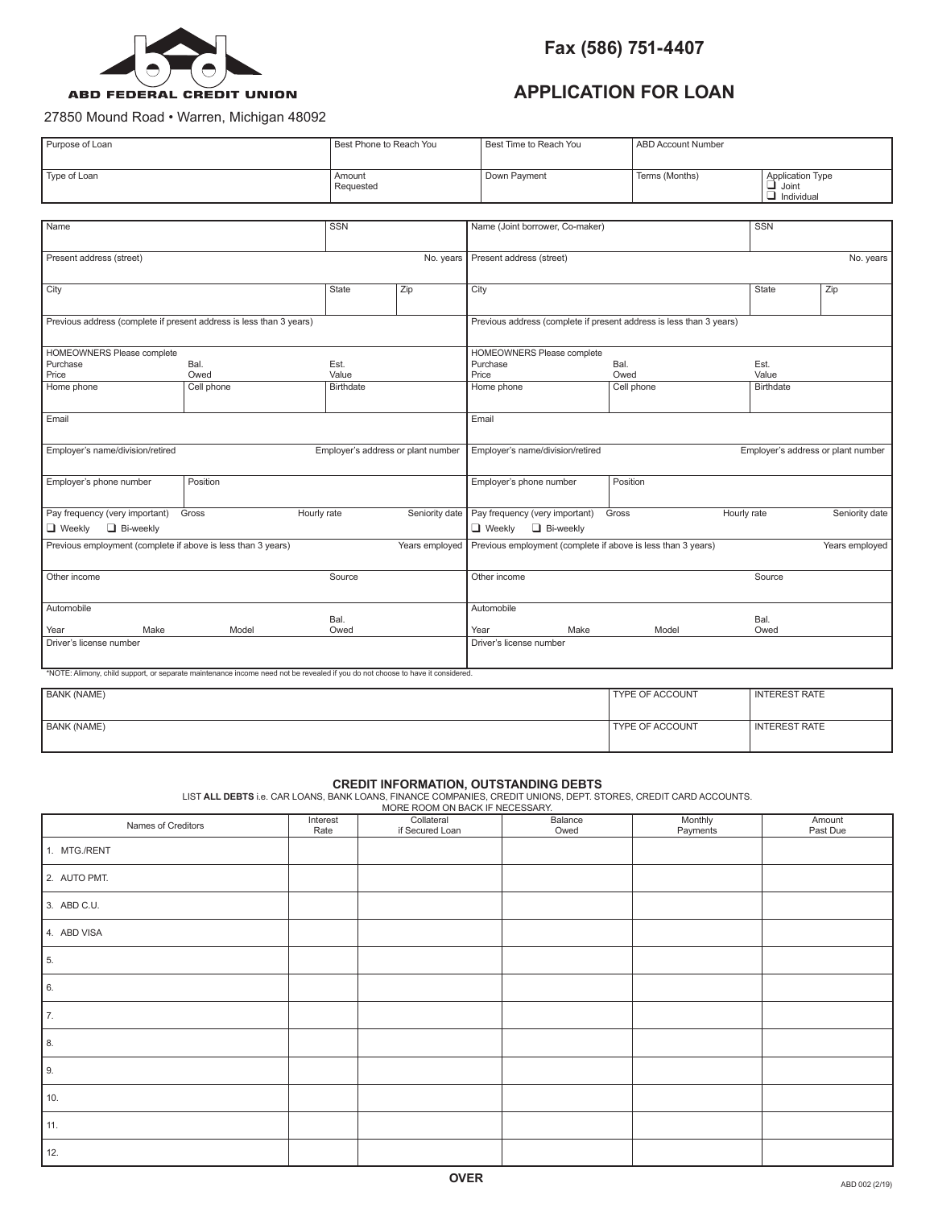ABD FEDERAL CREDIT UNION

27850 Mound Road • Warren, Michigan 48092

**Fax (586) 751-4407**

# APPLICATION FOR LOAN

| Purpose of Loan | Best Phone to Reach You | Best Time to Reach You | ABD Account Number | |
|---|---|---|---|---|
| Type of Loan | Amount Requested | Down Payment | Terms (Months) | Application Type ❑ Joint ❑ Individual |

| Applicant | | | | Joint borrower, Co-maker | | | |
|---|---|---|---|---|---|---|---|
| Name | | SSN | | Name (Joint borrower, Co-maker) | | SSN | |
| Present address (street) | | | No. years | Present address (street) | | | No. years |
| City | | State | Zip | City | | State | Zip |
| Previous address (complete if present address is less than 3 years) | | | | Previous address (complete if present address is less than 3 years) | | | |
| HOMEOWNERS Please complete Purchase Price | Bal. Owed | Est. Value | | HOMEOWNERS Please complete Purchase Price | Bal. Owed | Est. Value | |
| Home phone | Cell phone | Birthdate | | Home phone | Cell phone | Birthdate | |
| Email | | | | Email | | | |
| Employer's name/division/retired | | Employer's address or plant number | | Employer's name/division/retired | | Employer's address or plant number | |
| Employer's phone number | Position | | | Employer's phone number | Position | | |
| Pay frequency (very important) ❑ Weekly ❑ Bi-weekly | Gross | Hourly rate | Seniority date | Pay frequency (very important) ❑ Weekly ❑ Bi-weekly | Gross | Hourly rate | Seniority date |
| Previous employment (complete if above is less than 3 years) | | | Years employed | Previous employment (complete if above is less than 3 years) | | | Years employed |
| Other income | | Source | | Other income | | Source | |
| Automobile Year Make | Model | Bal. Owed | | Automobile Year Make | Model | Bal. Owed | |
| Driver's license number | | | | Driver's license number | | | |

*NOTE: Alimony, child support, or separate maintenance income need not be revealed if you do not choose to have it considered.

| BANK (NAME) | TYPE OF ACCOUNT | INTEREST RATE |
|---|---|---|
| BANK (NAME) | TYPE OF ACCOUNT | INTEREST RATE |

## CREDIT INFORMATION, OUTSTANDING DEBTS

LIST **ALL DEBTS** i.e. CAR LOANS, BANK LOANS, FINANCE COMPANIES, CREDIT UNIONS, DEPT. STORES, CREDIT CARD ACCOUNTS.
MORE ROOM ON BACK IF NECESSARY.

| Names of Creditors | Interest Rate | Collateral if Secured Loan | Balance Owed | Monthly Payments | Amount Past Due |
|---|---|---|---|---|---|
| 1. MTG./RENT | | | | | |
| 2. AUTO PMT. | | | | | |
| 3. ABD C.U. | | | | | |
| 4. ABD VISA | | | | | |
| 5. | | | | | |
| 6. | | | | | |
| 7. | | | | | |
| 8. | | | | | |
| 9. | | | | | |
| 10. | | | | | |
| 11. | | | | | |
| 12. | | | | | |

**OVER**

ABD 002 (2/19)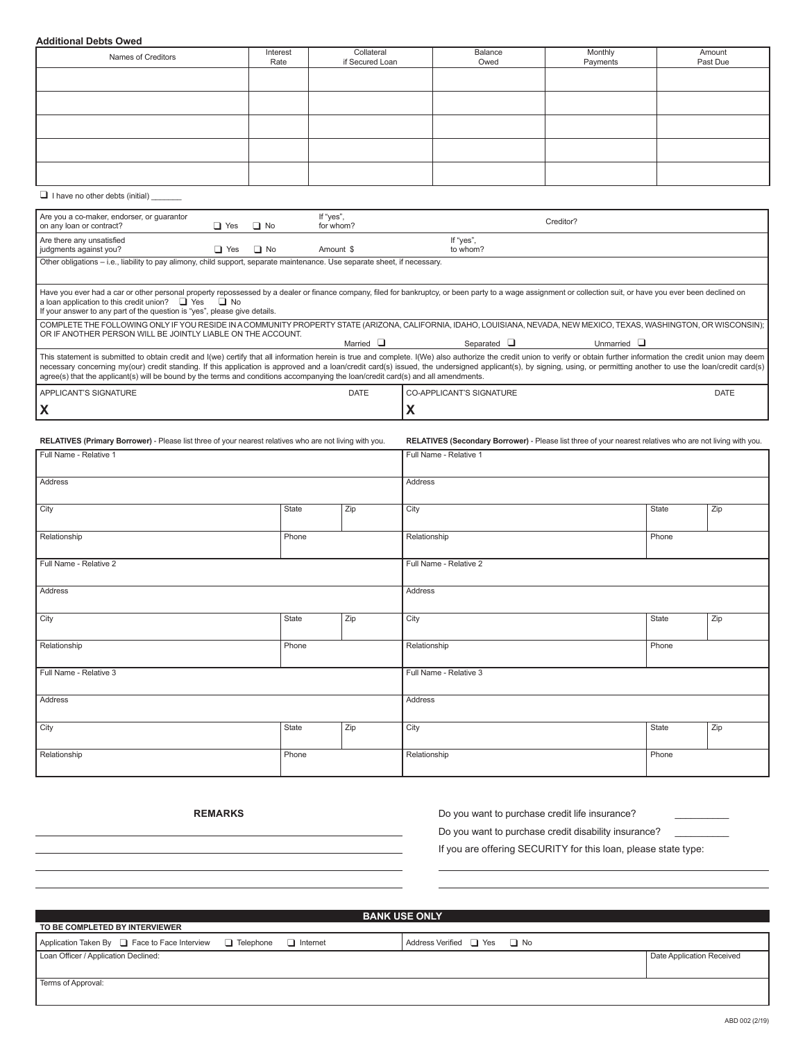**Additional Debts Owed**

| Names of Creditors | Interest Rate | Collateral if Secured Loan | Balance Owed | Monthly Payments | Amount Past Due |
|---|---|---|---|---|---|
| | | | | | |
| | | | | | |
| | | | | | |
| | | | | | |
| | | | | | |

❑ I have no other debts (initial) _______

| | | | |
|---|---|---|---|
| Are you a co-maker, endorser, or guarantor on any loan or contract? ❑ Yes ❑ No | If "yes", for whom? | | Creditor? |
| Are there any unsatisfied judgments against you? ❑ Yes ❑ No | Amount $ | If "yes", to whom? | |

Other obligations – i.e., liability to pay alimony, child support, separate maintenance. Use separate sheet, if necessary.

Have you ever had a car or other personal property repossessed by a dealer or finance company, filed for bankruptcy, or been party to a wage assignment or collection suit, or have you ever been declined on a loan application to this credit union? ❑ Yes ❑ No
If your answer to any part of the question is "yes", please give details.

COMPLETE THE FOLLOWING ONLY IF YOU RESIDE IN A COMMUNITY PROPERTY STATE (ARIZONA, CALIFORNIA, IDAHO, LOUISIANA, NEVADA, NEW MEXICO, TEXAS, WASHINGTON, OR WISCONSIN); OR IF ANOTHER PERSON WILL BE JOINTLY LIABLE ON THE ACCOUNT.

Married ❑ Separated ❑ Unmarried ❑

This statement is submitted to obtain credit and I(we) certify that all information herein is true and complete. I(We) also authorize the credit union to verify or obtain further information the credit union may deem necessary concerning my(our) credit standing. If this application is approved and a loan/credit card(s) issued, the undersigned applicant(s), by signing, using, or permitting another to use the loan/credit card(s) agree(s) that the applicant(s) will be bound by the terms and conditions accompanying the loan/credit card(s) and all amendments.

| APPLICANT'S SIGNATURE | DATE | CO-APPLICANT'S SIGNATURE | DATE |
|---|---|---|---|
| X | | X | |

**RELATIVES (Primary Borrower)** - Please list three of your nearest relatives who are not living with you.

| Full Name - Relative 1 | | |
|---|---|---|
| Address | | |
| City | State | Zip |
| Relationship | Phone | |
| Full Name - Relative 2 | | |
| Address | | |
| City | State | Zip |
| Relationship | Phone | |
| Full Name - Relative 3 | | |
| Address | | |
| City | State | Zip |
| Relationship | Phone | |

**RELATIVES (Secondary Borrower)** - Please list three of your nearest relatives who are not living with you.

| Full Name - Relative 1 | | |
|---|---|---|
| Address | | |
| City | State | Zip |
| Relationship | Phone | |
| Full Name - Relative 2 | | |
| Address | | |
| City | State | Zip |
| Relationship | Phone | |
| Full Name - Relative 3 | | |
| Address | | |
| City | State | Zip |
| Relationship | Phone | |

**REMARKS**

_______________________________________________

_______________________________________________

_______________________________________________

_______________________________________________

Do you want to purchase credit life insurance? __________

Do you want to purchase credit disability insurance? __________

If you are offering SECURITY for this loan, please state type:

_______________________________________________

_______________________________________________

**BANK USE ONLY**

**TO BE COMPLETED BY INTERVIEWER**

| | |
|---|---|
| Application Taken By ❑ Face to Face Interview ❑ Telephone ❑ Internet | Address Verified ❑ Yes ❑ No |
| Loan Officer / Application Declined: | Date Application Received |
| Terms of Approval: | |

ABD 002 (2/19)